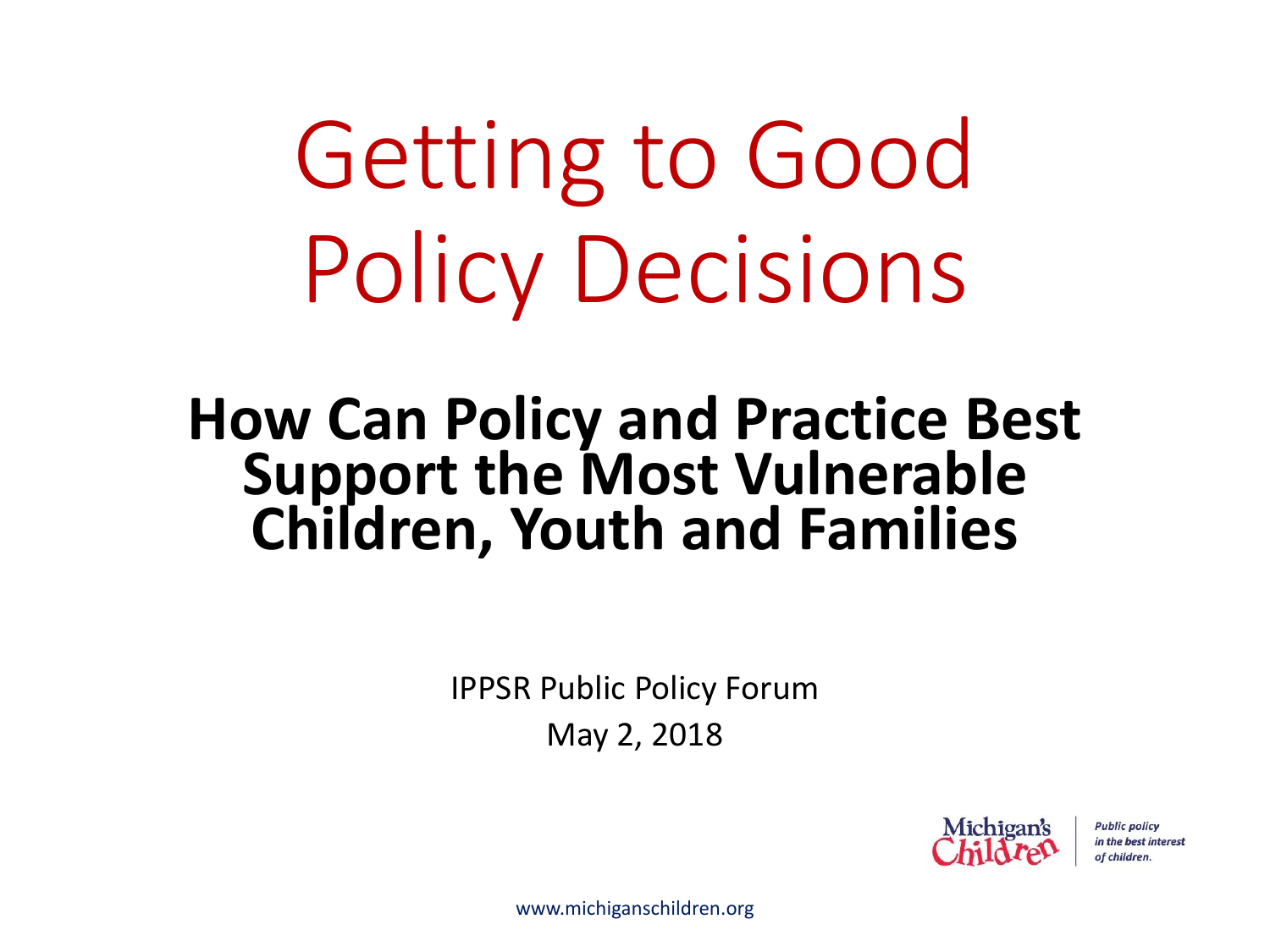# Getting to Good Policy Decisions

## How Can Policy and Practice Best Support the Most Vulnerable Children, Youth and Families

IPPSR Public Policy Forum

May 2, 2018

Michigan's Children

*Public policy in the best interest of children.*

www.michiganschildren.org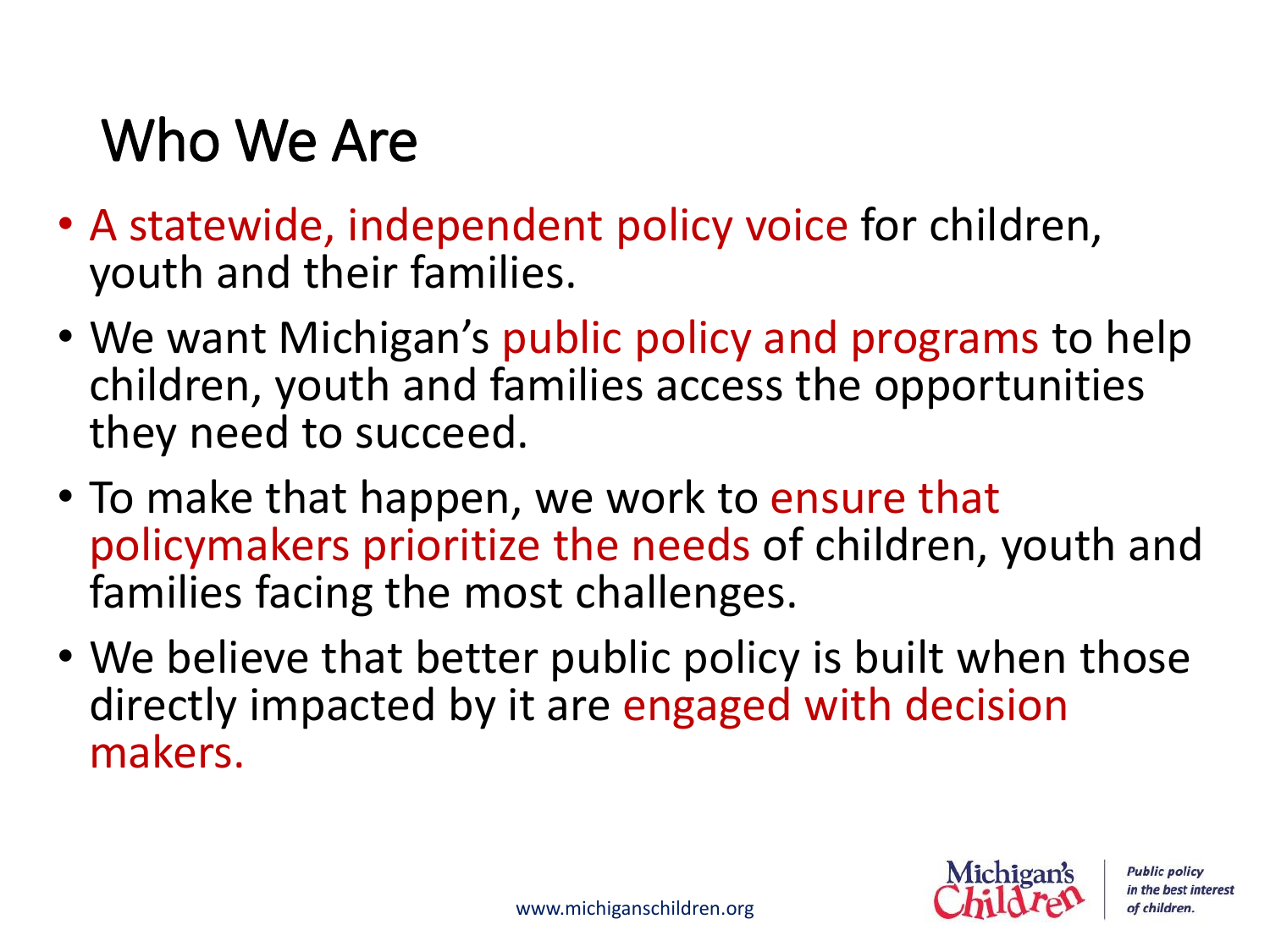# Who We Are

- A statewide, independent policy voice for children, youth and their families.
- We want Michigan's public policy and programs to help children, youth and families access the opportunities they need to succeed.
- To make that happen, we work to ensure that policymakers prioritize the needs of children, youth and families facing the most challenges.
- We believe that better public policy is built when those directly impacted by it are engaged with decision makers.

www.michiganschildren.org

Michigan's Children

*Public policy in the best interest of children.*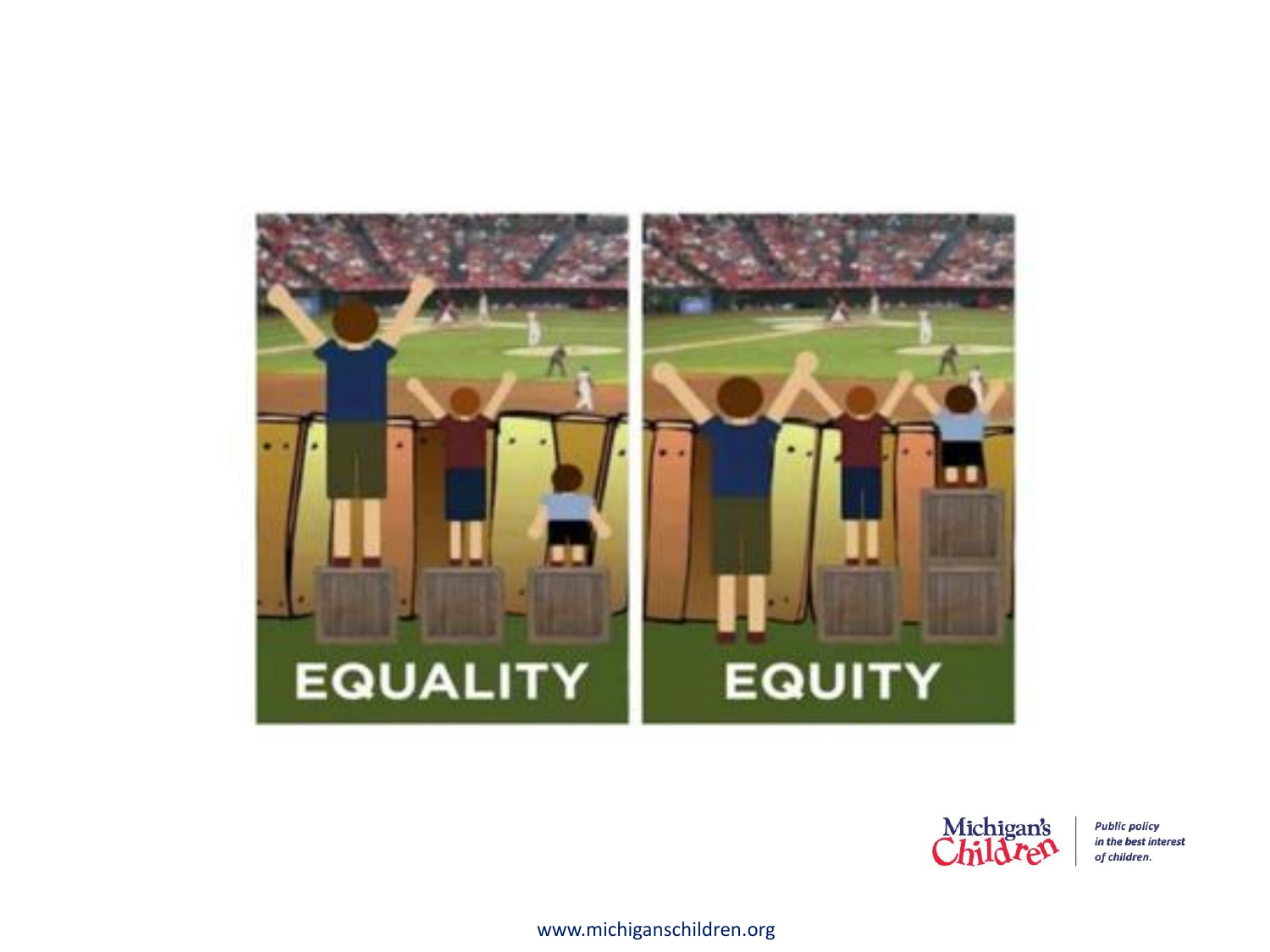EQUALITY

EQUITY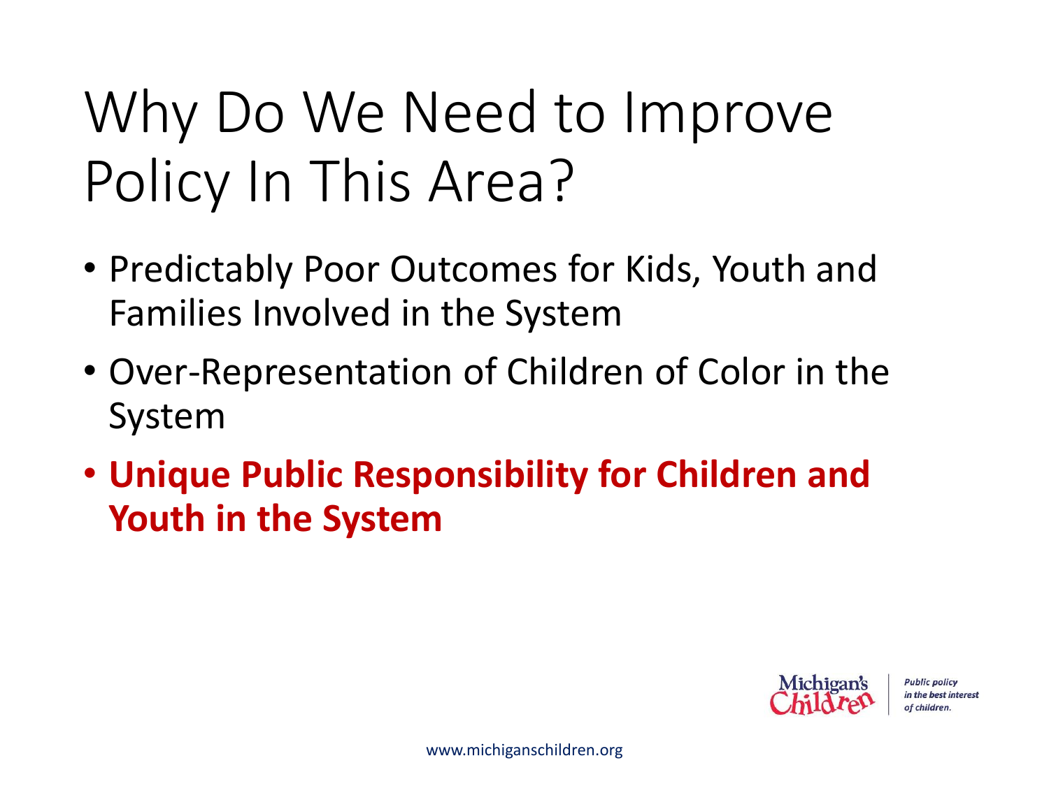# Why Do We Need to Improve Policy In This Area?

- Predictably Poor Outcomes for Kids, Youth and Families Involved in the System
- Over-Representation of Children of Color in the System
- **Unique Public Responsibility for Children and Youth in the System**

Michigan's Children

*Public policy in the best interest of children.*

www.michiganschildren.org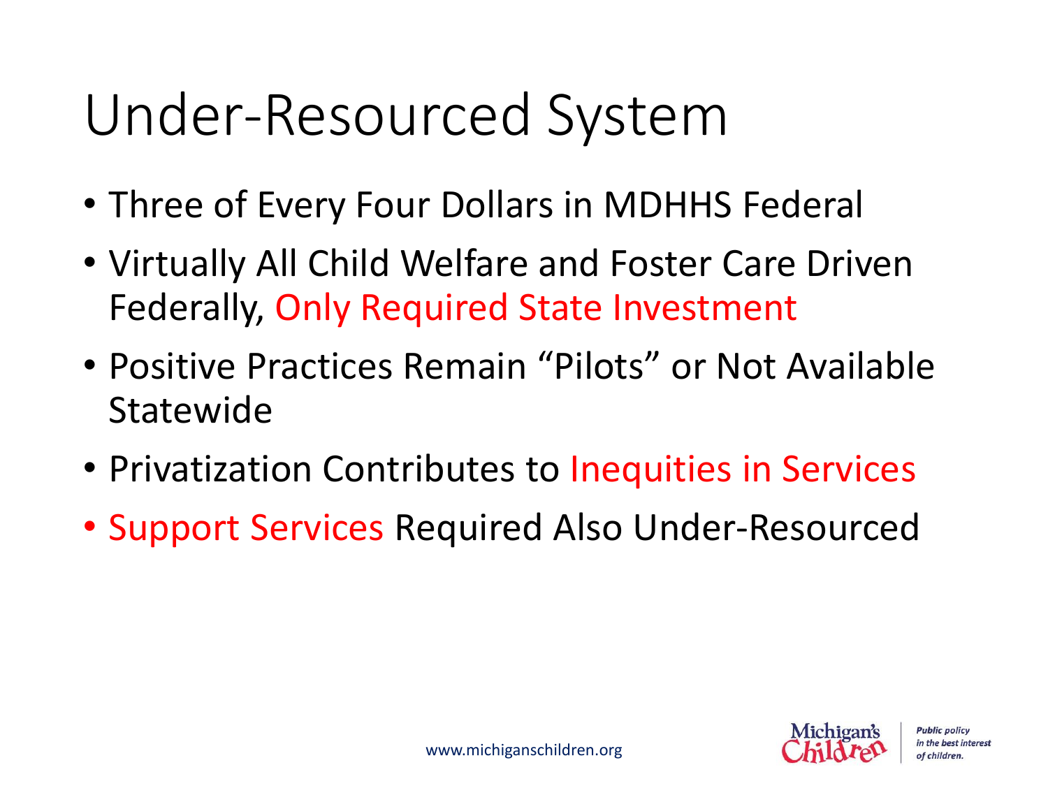# Under-Resourced System

- Three of Every Four Dollars in MDHHS Federal
- Virtually All Child Welfare and Foster Care Driven Federally, Only Required State Investment
- Positive Practices Remain "Pilots" or Not Available Statewide
- Privatization Contributes to Inequities in Services
- Support Services Required Also Under-Resourced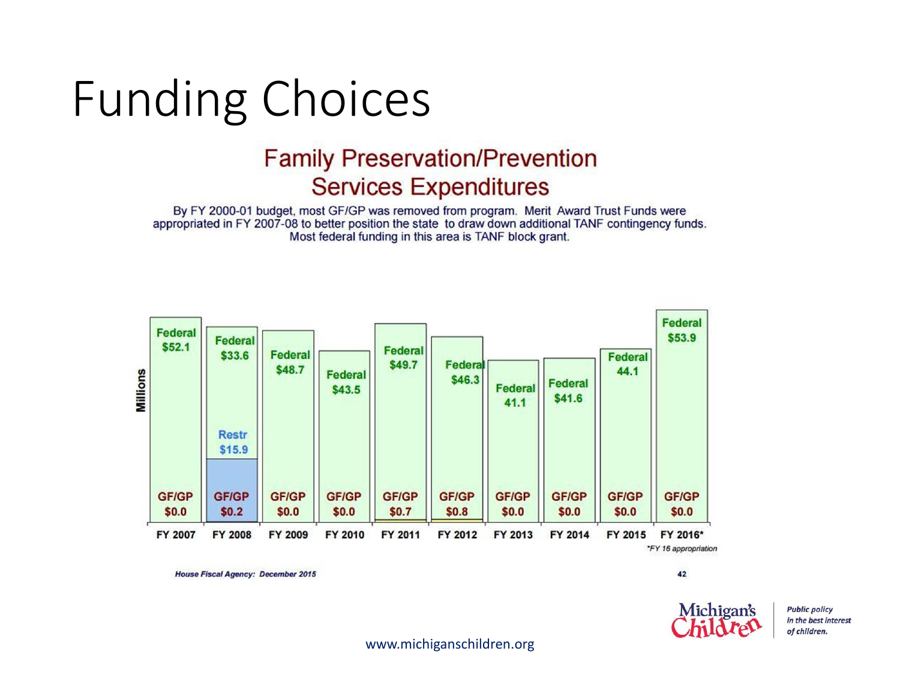# Funding Choices

## Family Preservation/Prevention Services Expenditures

By FY 2000-01 budget, most GF/GP was removed from program. Merit Award Trust Funds were appropriated in FY 2007-08 to better position the state to draw down additional TANF contingency funds. Most federal funding in this area is TANF block grant.

Millions

| | FY 2007 | FY 2008 | FY 2009 | FY 2010 | FY 2011 | FY 2012 | FY 2013 | FY 2014 | FY 2015 | FY 2016* |
|---|---|---|---|---|---|---|---|---|---|---|
| Federal | $52.1 | $33.6 | $48.7 | $43.5 | $49.7 | $46.3 | 41.1 | $41.6 | 44.1 | $53.9 |
| Restr | | $15.9 | | | | | | | | |
| GF/GP | $0.0 | $0.2 | $0.0 | $0.0 | $0.7 | $0.8 | $0.0 | $0.0 | $0.0 | $0.0 |

*FY 16 appropriation

House Fiscal Agency: December 2015

Michigan's Children — Public policy in the best interest of children.

www.michiganschildren.org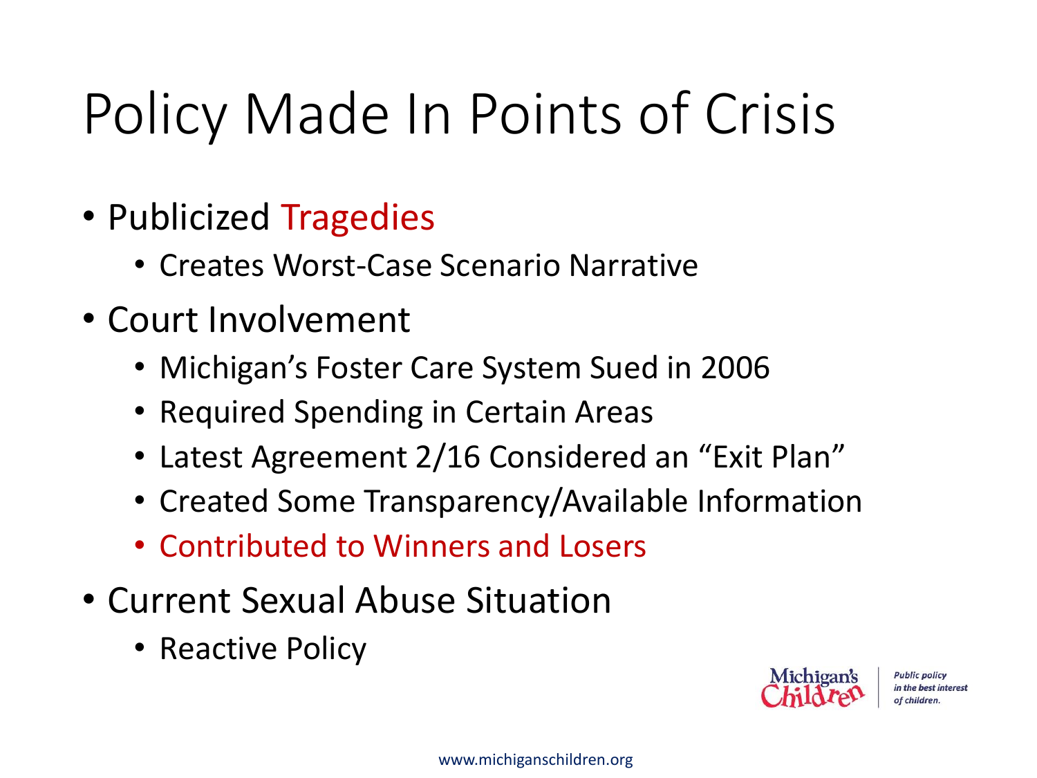# Policy Made In Points of Crisis

- Publicized Tragedies
  - Creates Worst-Case Scenario Narrative
- Court Involvement
  - Michigan's Foster Care System Sued in 2006
  - Required Spending in Certain Areas
  - Latest Agreement 2/16 Considered an "Exit Plan"
  - Created Some Transparency/Available Information
  - Contributed to Winners and Losers
- Current Sexual Abuse Situation
  - Reactive Policy

Michigan's Children | *Public policy in the best interest of children.*

www.michiganschildren.org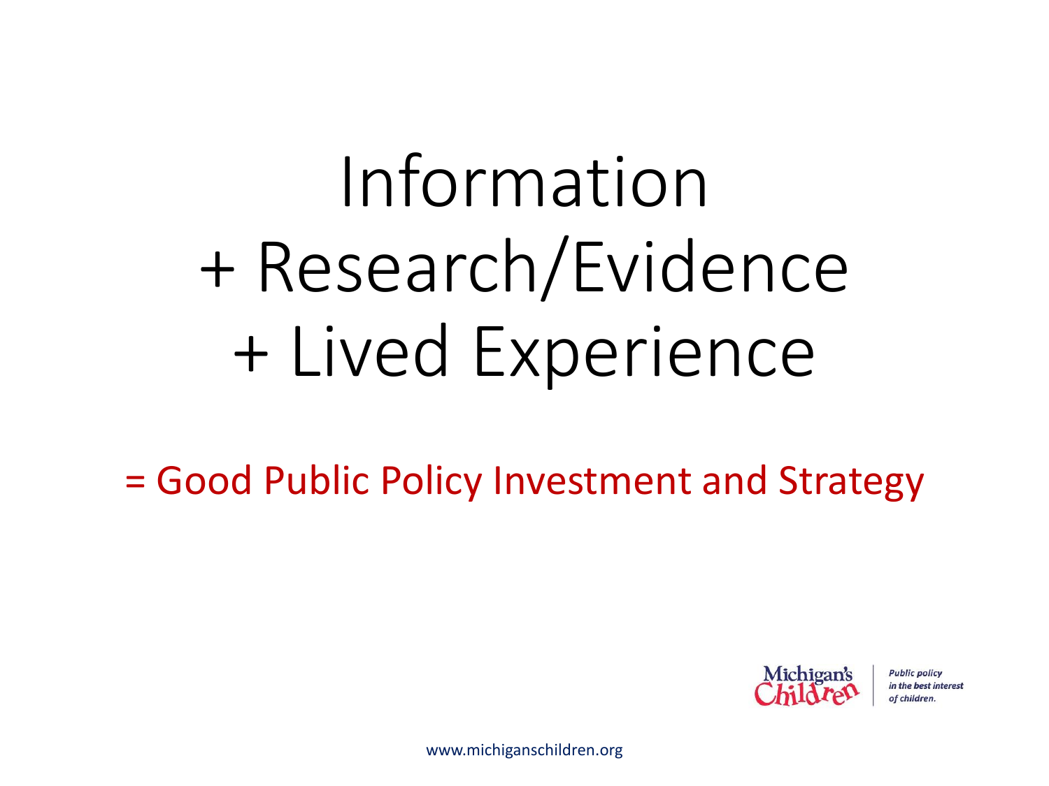# Information
# + Research/Evidence
# + Lived Experience

= Good Public Policy Investment and Strategy

Michigan's Children | *Public policy in the best interest of children.*

www.michiganschildren.org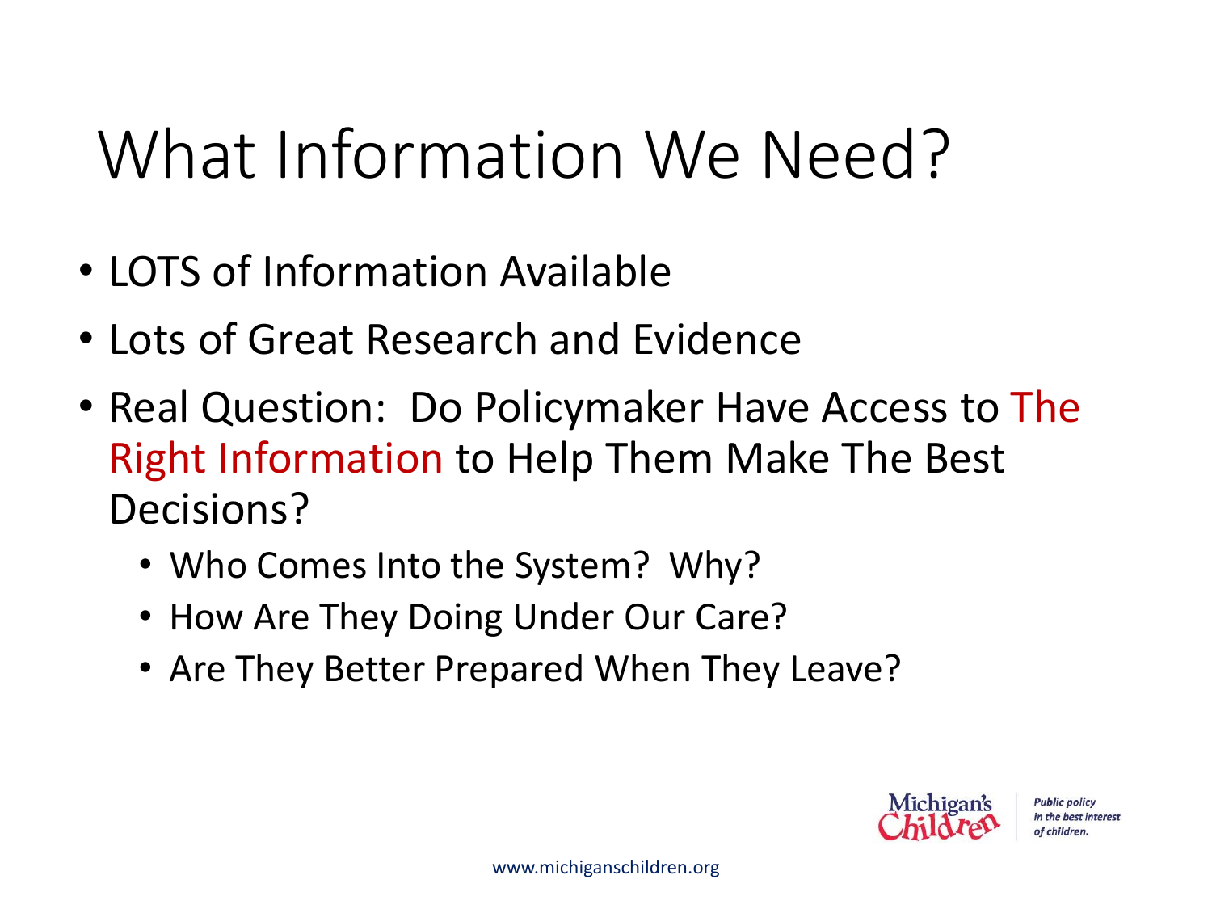# What Information We Need?

- LOTS of Information Available
- Lots of Great Research and Evidence
- Real Question: Do Policymaker Have Access to The Right Information to Help Them Make The Best Decisions?
  - Who Comes Into the System? Why?
  - How Are They Doing Under Our Care?
  - Are They Better Prepared When They Leave?

Michigan's Children | *Public policy in the best interest of children.*

www.michiganschildren.org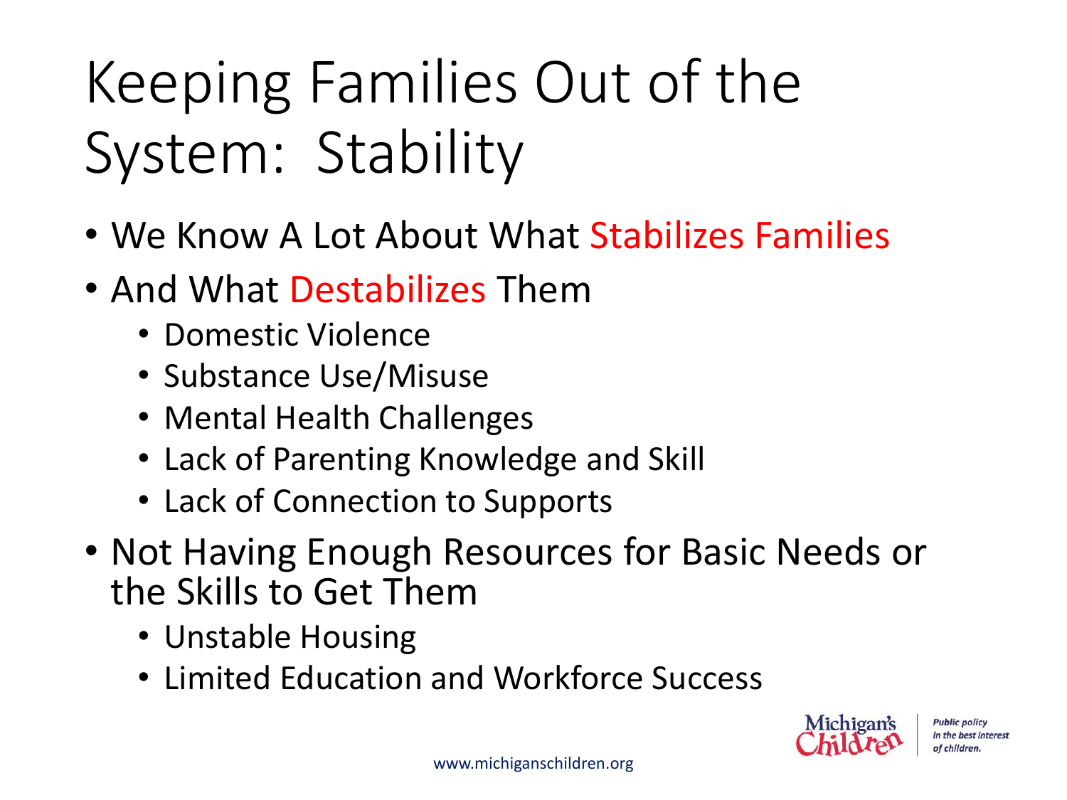# Keeping Families Out of the System: Stability

- We Know A Lot About What Stabilizes Families
- And What Destabilizes Them
  - Domestic Violence
  - Substance Use/Misuse
  - Mental Health Challenges
  - Lack of Parenting Knowledge and Skill
  - Lack of Connection to Supports
- Not Having Enough Resources for Basic Needs or the Skills to Get Them
  - Unstable Housing
  - Limited Education and Workforce Success

Michigan's Children | *Public policy in the best interest of children.*

www.michiganschildren.org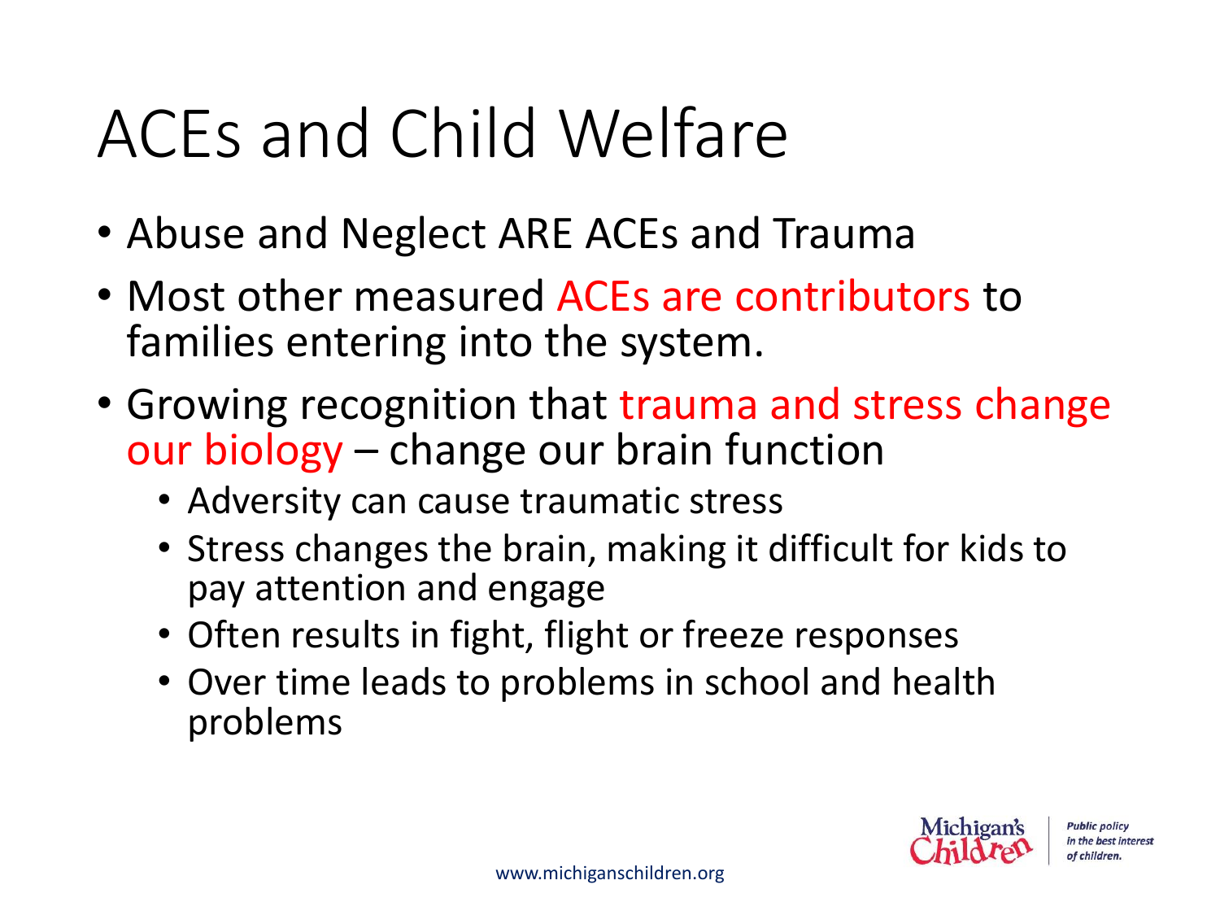# ACEs and Child Welfare

- Abuse and Neglect ARE ACEs and Trauma
- Most other measured ACEs are contributors to families entering into the system.
- Growing recognition that trauma and stress change our biology – change our brain function
  - Adversity can cause traumatic stress
  - Stress changes the brain, making it difficult for kids to pay attention and engage
  - Often results in fight, flight or freeze responses
  - Over time leads to problems in school and health problems

Michigan's Children — *Public policy in the best interest of children.*

www.michiganschildren.org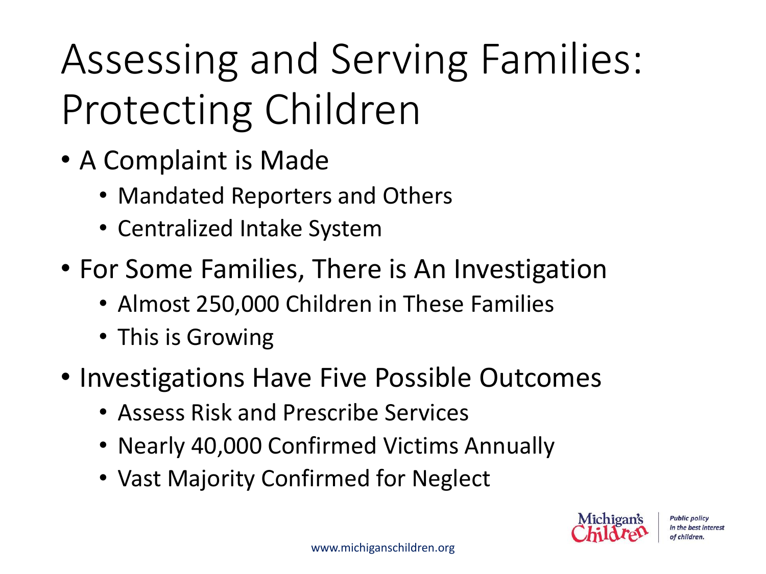# Assessing and Serving Families: Protecting Children

- A Complaint is Made
  - Mandated Reporters and Others
  - Centralized Intake System
- For Some Families, There is An Investigation
  - Almost 250,000 Children in These Families
  - This is Growing
- Investigations Have Five Possible Outcomes
  - Assess Risk and Prescribe Services
  - Nearly 40,000 Confirmed Victims Annually
  - Vast Majority Confirmed for Neglect

www.michiganschildren.org

Michigan's Children | *Public policy in the best interest of children.*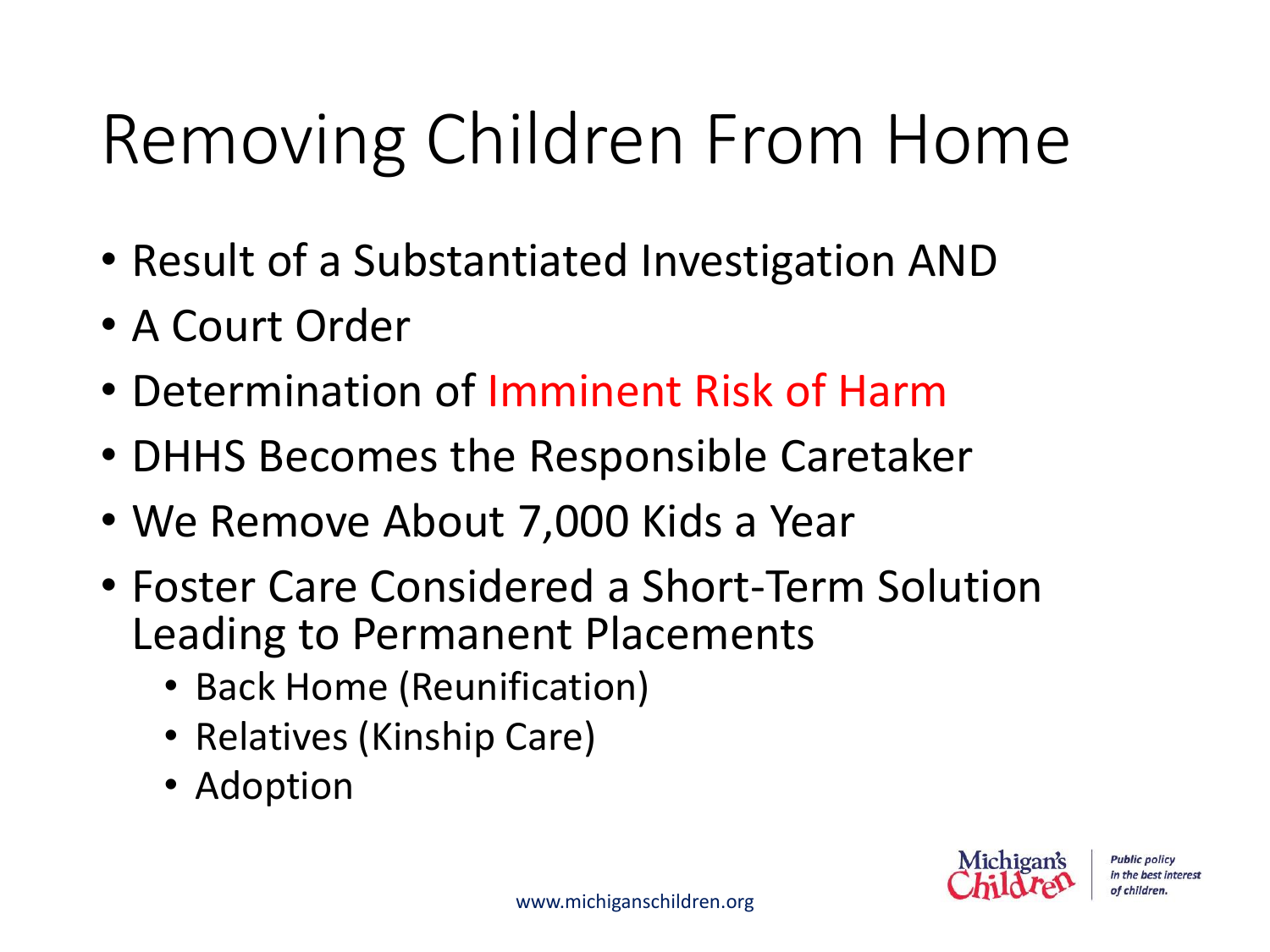# Removing Children From Home

- Result of a Substantiated Investigation AND
- A Court Order
- Determination of Imminent Risk of Harm
- DHHS Becomes the Responsible Caretaker
- We Remove About 7,000 Kids a Year
- Foster Care Considered a Short-Term Solution Leading to Permanent Placements
  - Back Home (Reunification)
  - Relatives (Kinship Care)
  - Adoption

www.michiganschildren.org

Michigan's Children

*Public policy in the best interest of children.*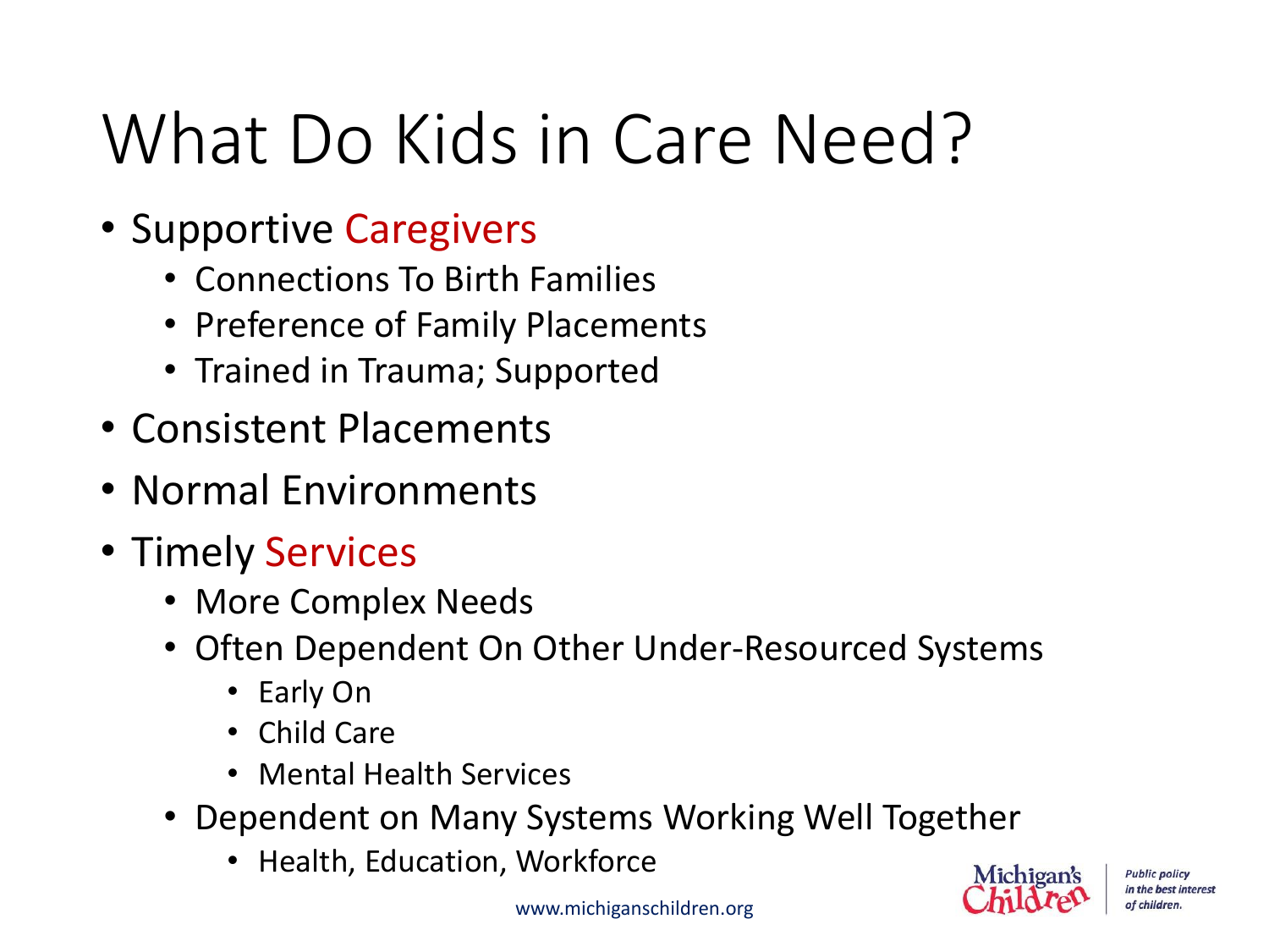# What Do Kids in Care Need?

- Supportive Caregivers
  - Connections To Birth Families
  - Preference of Family Placements
  - Trained in Trauma; Supported
- Consistent Placements
- Normal Environments
- Timely Services
  - More Complex Needs
  - Often Dependent On Other Under-Resourced Systems
    - Early On
    - Child Care
    - Mental Health Services
  - Dependent on Many Systems Working Well Together
    - Health, Education, Workforce

www.michiganschildren.org

Michigan's Children | *Public policy in the best interest of children.*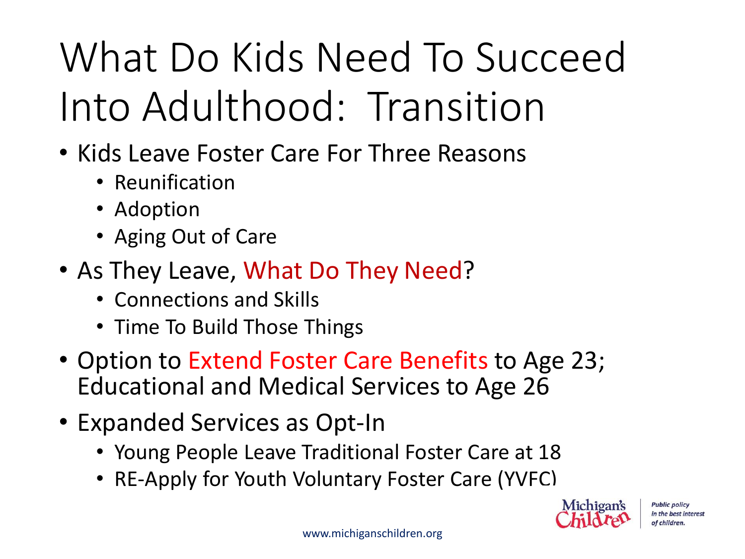# What Do Kids Need To Succeed Into Adulthood: Transition

- Kids Leave Foster Care For Three Reasons
  - Reunification
  - Adoption
  - Aging Out of Care
- As They Leave, What Do They Need?
  - Connections and Skills
  - Time To Build Those Things
- Option to Extend Foster Care Benefits to Age 23; Educational and Medical Services to Age 26
- Expanded Services as Opt-In
  - Young People Leave Traditional Foster Care at 18
  - RE-Apply for Youth Voluntary Foster Care (YVFC)

Michigan's Children — *Public policy in the best interest of children.*

www.michiganschildren.org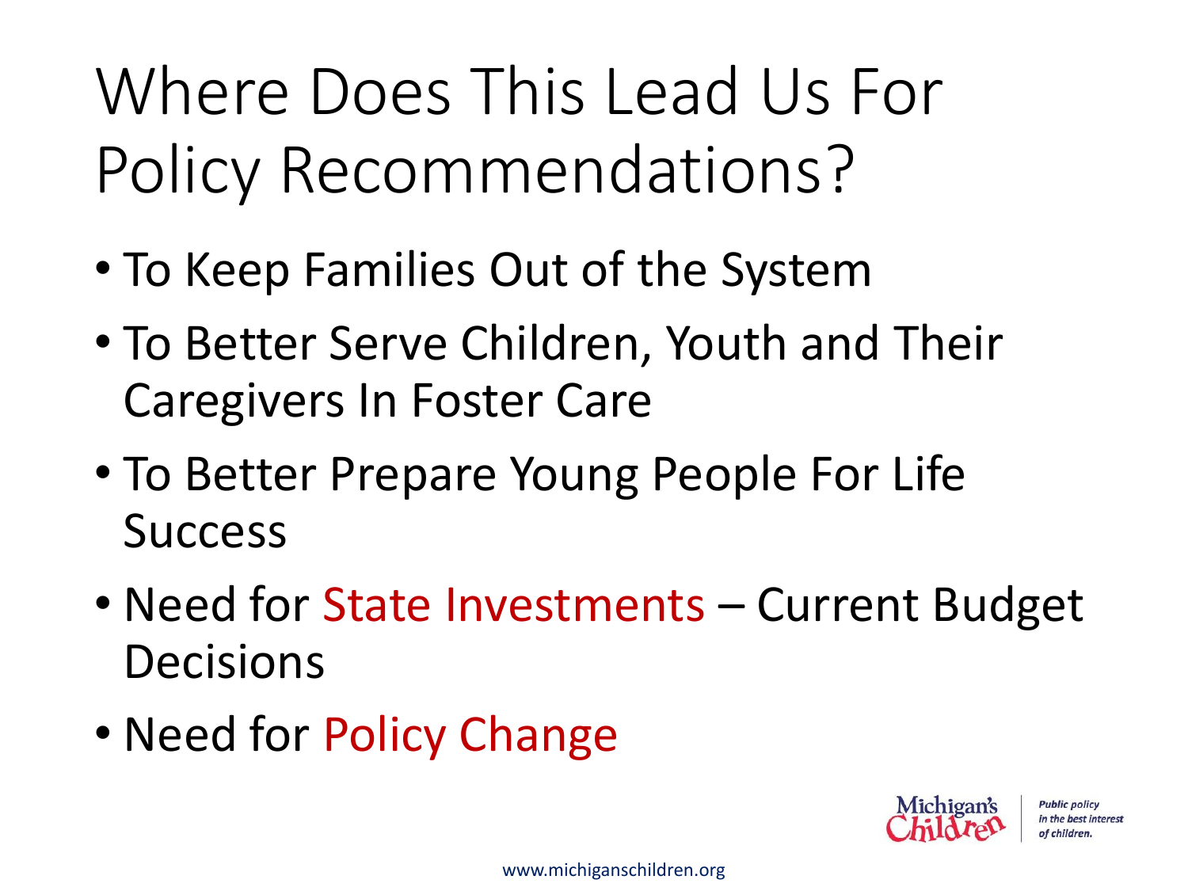# Where Does This Lead Us For Policy Recommendations?

- To Keep Families Out of the System
- To Better Serve Children, Youth and Their Caregivers In Foster Care
- To Better Prepare Young People For Life Success
- Need for State Investments – Current Budget Decisions
- Need for Policy Change

Michigan's Children | *Public policy in the best interest of children.*

www.michiganschildren.org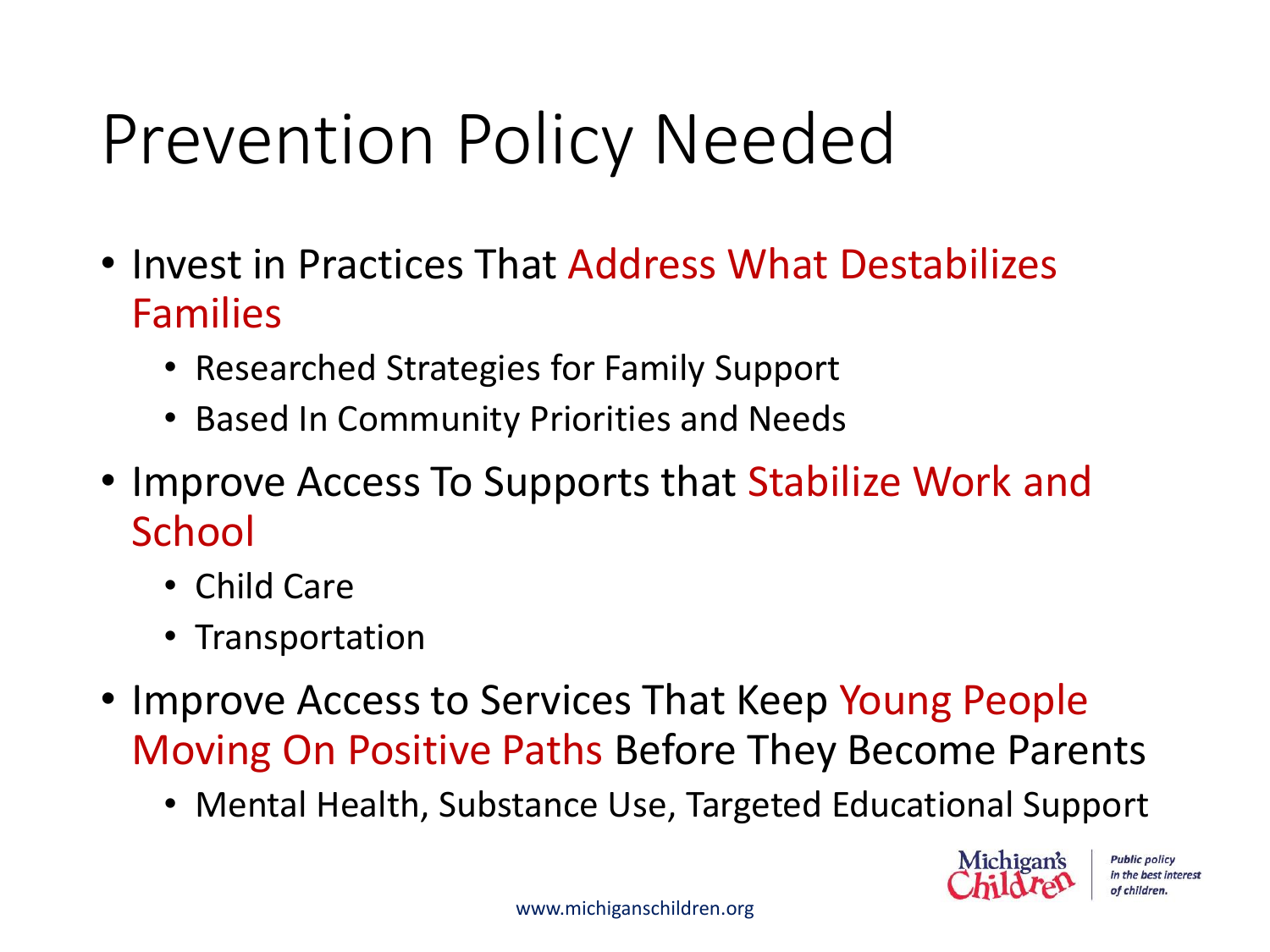# Prevention Policy Needed

- Invest in Practices That Address What Destabilizes Families
  - Researched Strategies for Family Support
  - Based In Community Priorities and Needs
- Improve Access To Supports that Stabilize Work and School
  - Child Care
  - Transportation
- Improve Access to Services That Keep Young People Moving On Positive Paths Before They Become Parents
  - Mental Health, Substance Use, Targeted Educational Support

Michigan's Children — *Public policy in the best interest of children.*

www.michiganschildren.org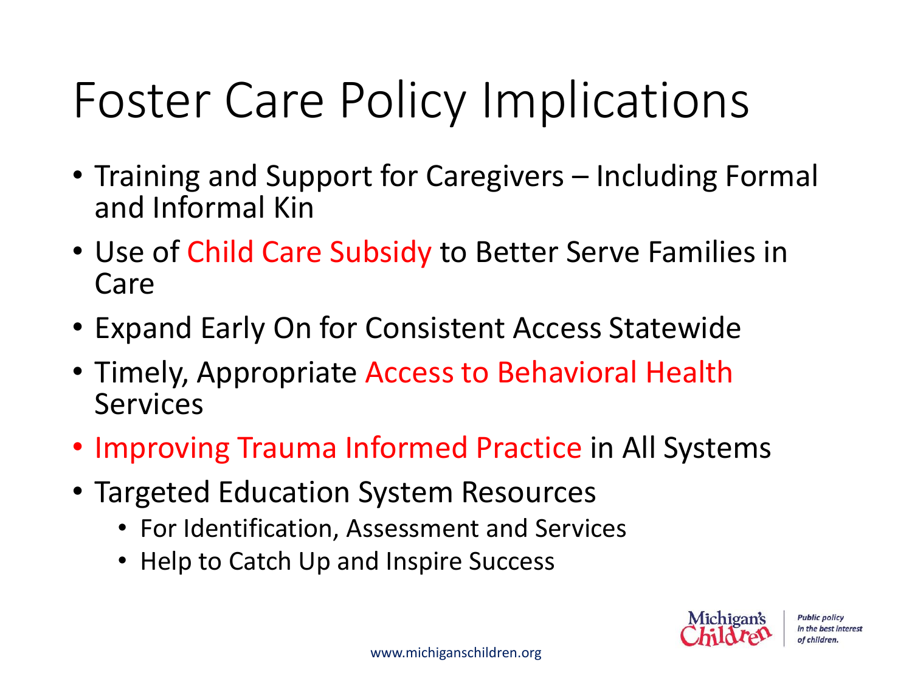# Foster Care Policy Implications

- Training and Support for Caregivers – Including Formal and Informal Kin
- Use of Child Care Subsidy to Better Serve Families in Care
- Expand Early On for Consistent Access Statewide
- Timely, Appropriate Access to Behavioral Health Services
- Improving Trauma Informed Practice in All Systems
- Targeted Education System Resources
  - For Identification, Assessment and Services
  - Help to Catch Up and Inspire Success

Michigan's Children — *Public policy in the best interest of children.*

www.michiganschildren.org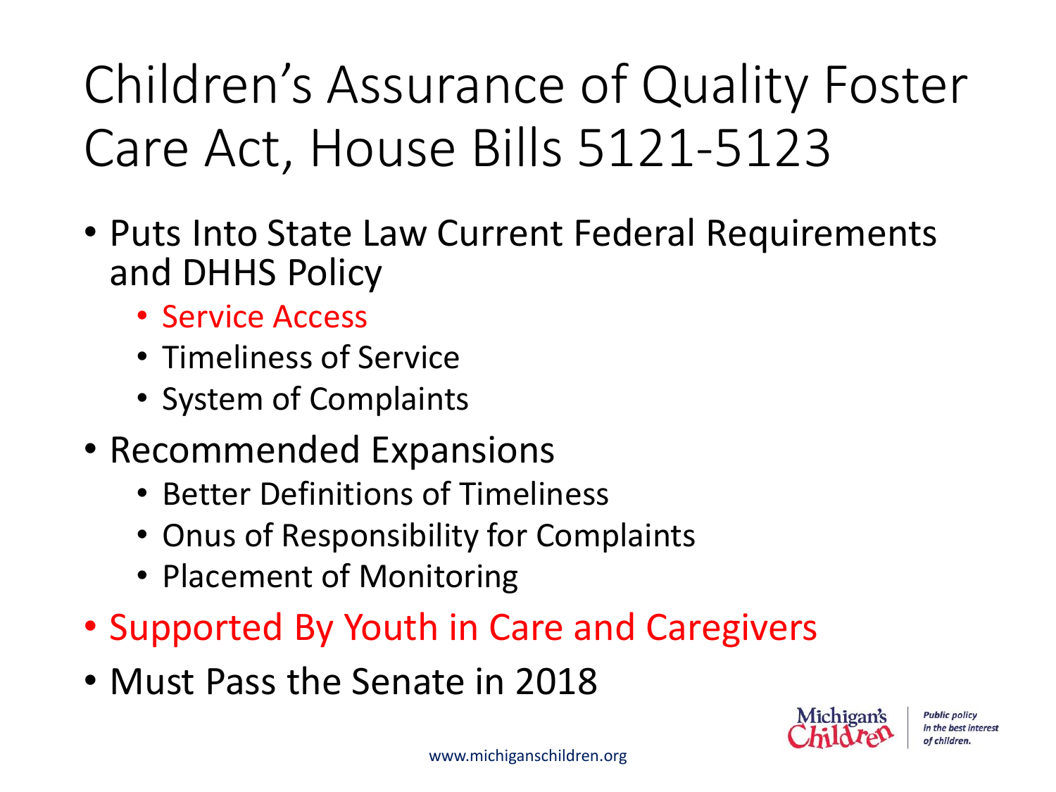# Children's Assurance of Quality Foster Care Act, House Bills 5121-5123

- Puts Into State Law Current Federal Requirements and DHHS Policy
  - Service Access
  - Timeliness of Service
  - System of Complaints
- Recommended Expansions
  - Better Definitions of Timeliness
  - Onus of Responsibility for Complaints
  - Placement of Monitoring
- Supported By Youth in Care and Caregivers
- Must Pass the Senate in 2018

Michigan's Children

*Public policy in the best interest of children.*

www.michiganschildren.org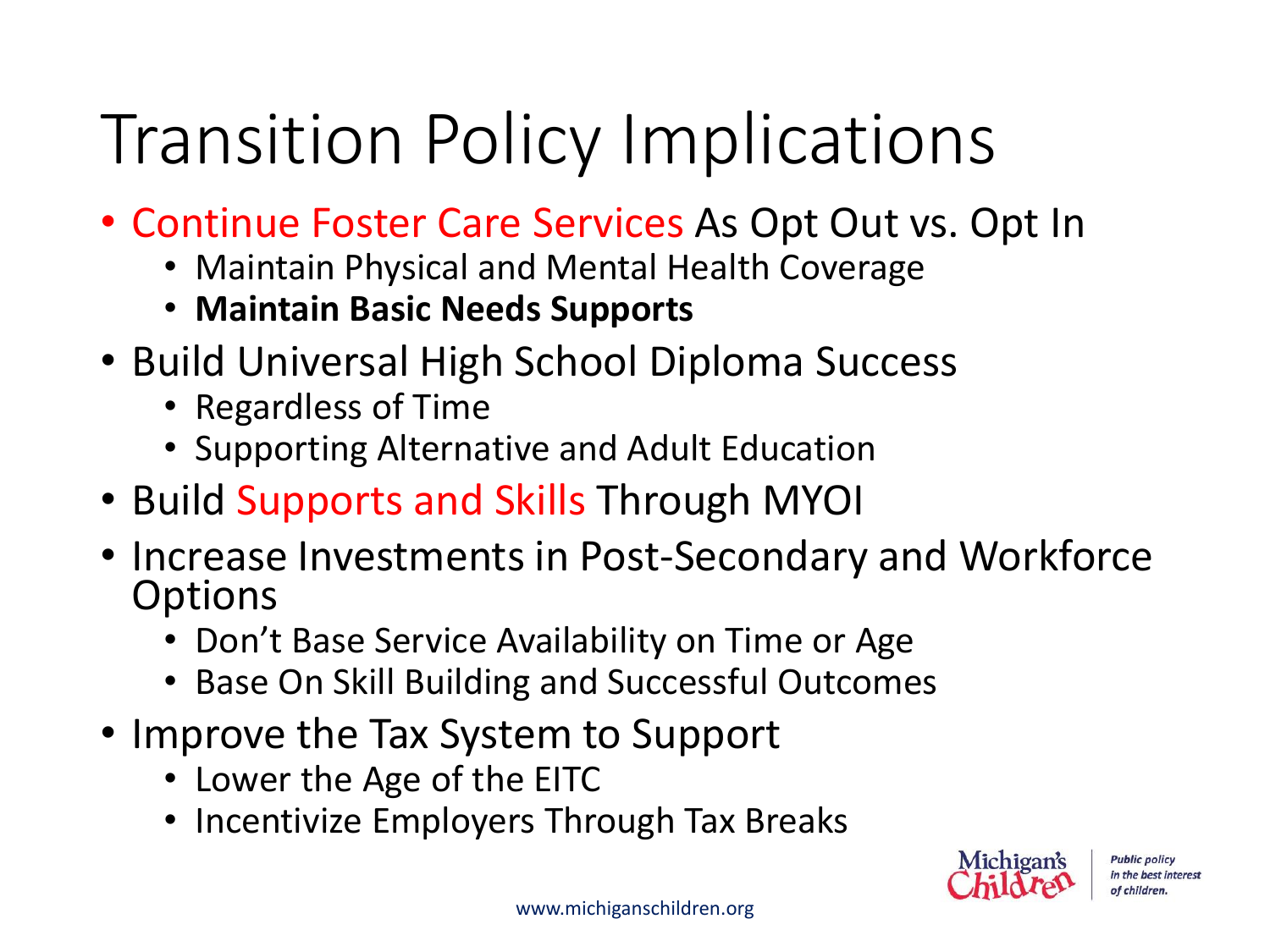# Transition Policy Implications

- Continue Foster Care Services As Opt Out vs. Opt In
  - Maintain Physical and Mental Health Coverage
  - **Maintain Basic Needs Supports**
- Build Universal High School Diploma Success
  - Regardless of Time
  - Supporting Alternative and Adult Education
- Build Supports and Skills Through MYOI
- Increase Investments in Post-Secondary and Workforce Options
  - Don't Base Service Availability on Time or Age
  - Base On Skill Building and Successful Outcomes
- Improve the Tax System to Support
  - Lower the Age of the EITC
  - Incentivize Employers Through Tax Breaks

Michigan's Children

*Public policy in the best interest of children.*

www.michiganschildren.org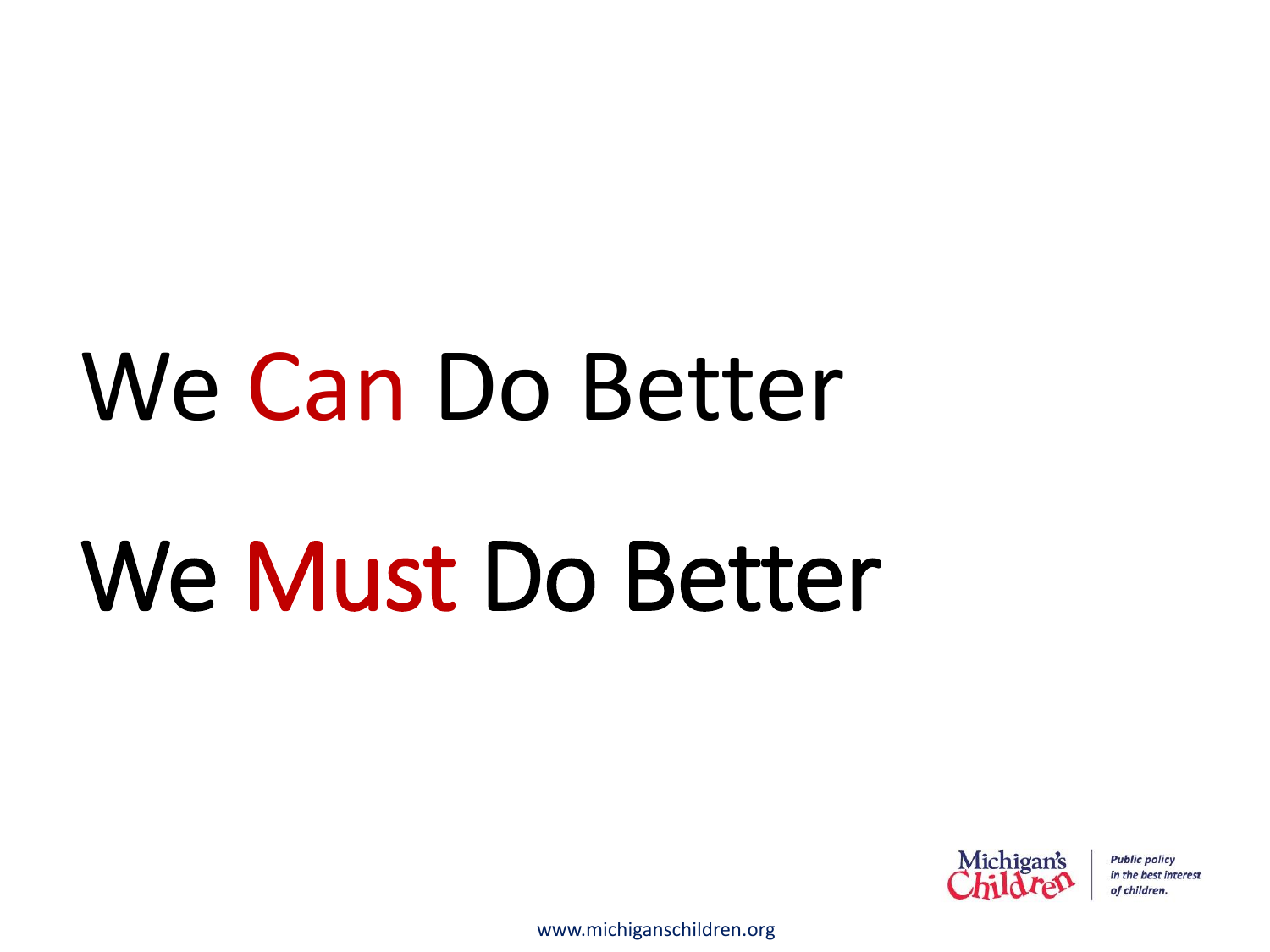# We Can Do Better

# We Must Do Better

Michigan's Children

*Public policy in the best interest of children.*

www.michiganschildren.org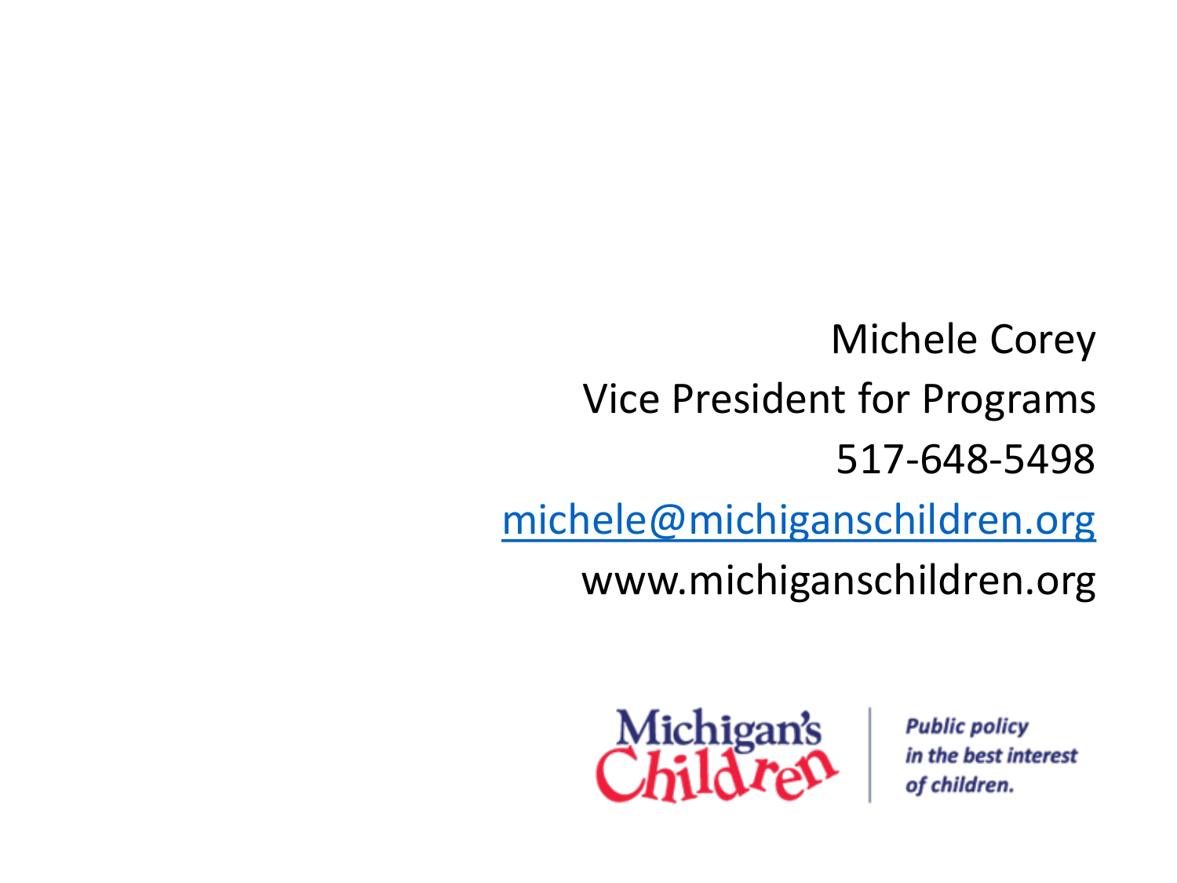Michele Corey

Vice President for Programs

517-648-5498

[michele@michiganschildren.org](mailto:michele@michiganschildren.org)

www.michiganschildren.org

Michigan's Children

*Public policy in the best interest of children.*